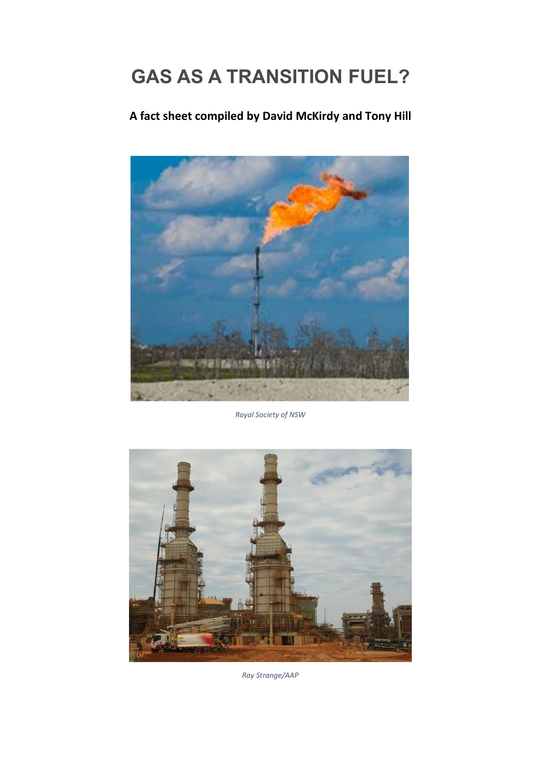# GAS AS A TRANSITION FUEL?

**A fact sheet compiled by David McKirdy and Tony Hill**

*Royal Society of NSW*

*Ray Strange/AAP*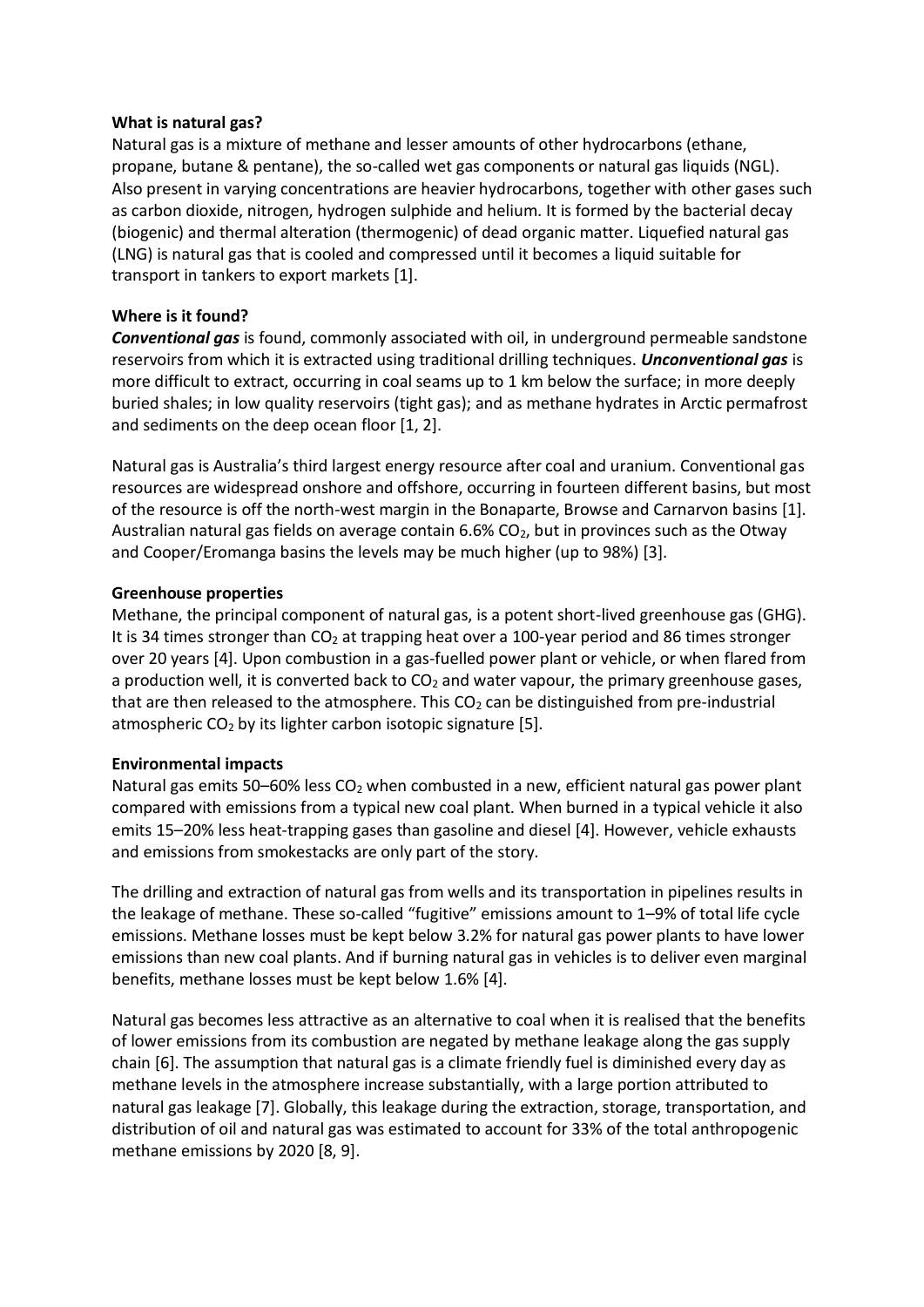**What is natural gas?**

Natural gas is a mixture of methane and lesser amounts of other hydrocarbons (ethane, propane, butane & pentane), the so-called wet gas components or natural gas liquids (NGL). Also present in varying concentrations are heavier hydrocarbons, together with other gases such as carbon dioxide, nitrogen, hydrogen sulphide and helium. It is formed by the bacterial decay (biogenic) and thermal alteration (thermogenic) of dead organic matter. Liquefied natural gas (LNG) is natural gas that is cooled and compressed until it becomes a liquid suitable for transport in tankers to export markets [1].

**Where is it found?**

***Conventional gas*** is found, commonly associated with oil, in underground permeable sandstone reservoirs from which it is extracted using traditional drilling techniques. ***Unconventional gas*** is more difficult to extract, occurring in coal seams up to 1 km below the surface; in more deeply buried shales; in low quality reservoirs (tight gas); and as methane hydrates in Arctic permafrost and sediments on the deep ocean floor [1, 2].

Natural gas is Australia's third largest energy resource after coal and uranium. Conventional gas resources are widespread onshore and offshore, occurring in fourteen different basins, but most of the resource is off the north-west margin in the Bonaparte, Browse and Carnarvon basins [1]. Australian natural gas fields on average contain 6.6% $CO_2$, but in provinces such as the Otway and Cooper/Eromanga basins the levels may be much higher (up to 98%) [3].

**Greenhouse properties**

Methane, the principal component of natural gas, is a potent short-lived greenhouse gas (GHG). It is 34 times stronger than $CO_2$ at trapping heat over a 100-year period and 86 times stronger over 20 years [4]. Upon combustion in a gas-fuelled power plant or vehicle, or when flared from a production well, it is converted back to $CO_2$ and water vapour, the primary greenhouse gases, that are then released to the atmosphere. This $CO_2$ can be distinguished from pre-industrial atmospheric $CO_2$ by its lighter carbon isotopic signature [5].

**Environmental impacts**

Natural gas emits 50–60% less $CO_2$ when combusted in a new, efficient natural gas power plant compared with emissions from a typical new coal plant. When burned in a typical vehicle it also emits 15–20% less heat-trapping gases than gasoline and diesel [4]. However, vehicle exhausts and emissions from smokestacks are only part of the story.

The drilling and extraction of natural gas from wells and its transportation in pipelines results in the leakage of methane. These so-called "fugitive" emissions amount to 1–9% of total life cycle emissions. Methane losses must be kept below 3.2% for natural gas power plants to have lower emissions than new coal plants. And if burning natural gas in vehicles is to deliver even marginal benefits, methane losses must be kept below 1.6% [4].

Natural gas becomes less attractive as an alternative to coal when it is realised that the benefits of lower emissions from its combustion are negated by methane leakage along the gas supply chain [6]. The assumption that natural gas is a climate friendly fuel is diminished every day as methane levels in the atmosphere increase substantially, with a large portion attributed to natural gas leakage [7]. Globally, this leakage during the extraction, storage, transportation, and distribution of oil and natural gas was estimated to account for 33% of the total anthropogenic methane emissions by 2020 [8, 9].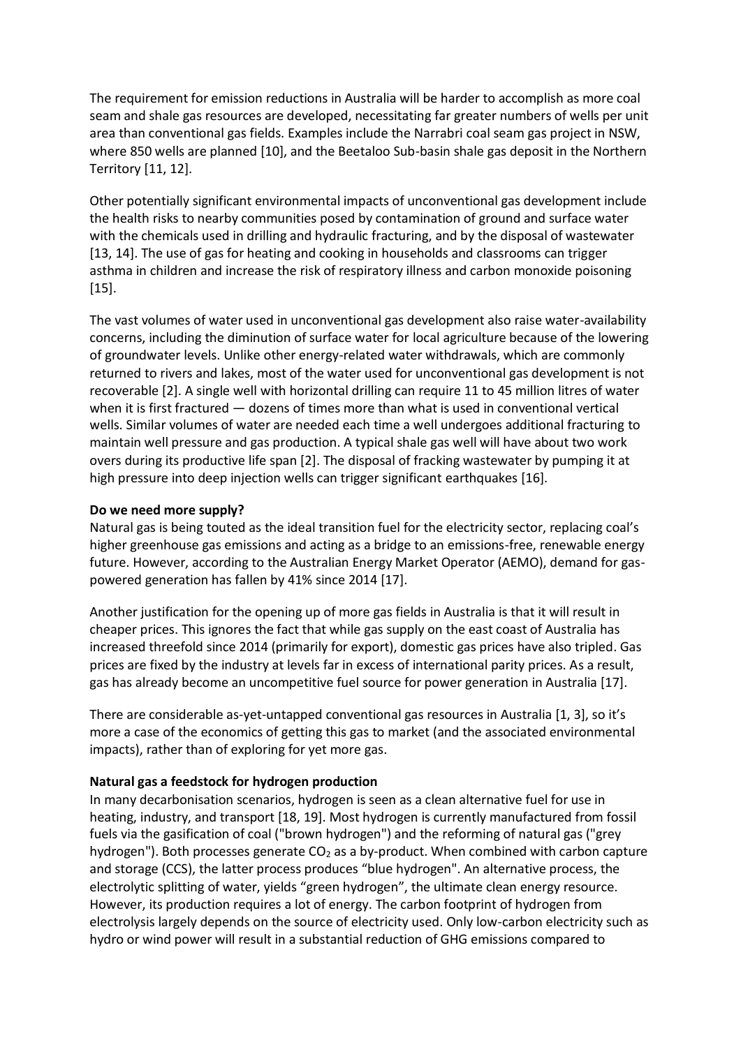The requirement for emission reductions in Australia will be harder to accomplish as more coal seam and shale gas resources are developed, necessitating far greater numbers of wells per unit area than conventional gas fields. Examples include the Narrabri coal seam gas project in NSW, where 850 wells are planned [10], and the Beetaloo Sub-basin shale gas deposit in the Northern Territory [11, 12].

Other potentially significant environmental impacts of unconventional gas development include the health risks to nearby communities posed by contamination of ground and surface water with the chemicals used in drilling and hydraulic fracturing, and by the disposal of wastewater [13, 14]. The use of gas for heating and cooking in households and classrooms can trigger asthma in children and increase the risk of respiratory illness and carbon monoxide poisoning [15].

The vast volumes of water used in unconventional gas development also raise water-availability concerns, including the diminution of surface water for local agriculture because of the lowering of groundwater levels. Unlike other energy-related water withdrawals, which are commonly returned to rivers and lakes, most of the water used for unconventional gas development is not recoverable [2]. A single well with horizontal drilling can require 11 to 45 million litres of water when it is first fractured — dozens of times more than what is used in conventional vertical wells. Similar volumes of water are needed each time a well undergoes additional fracturing to maintain well pressure and gas production. A typical shale gas well will have about two work overs during its productive life span [2]. The disposal of fracking wastewater by pumping it at high pressure into deep injection wells can trigger significant earthquakes [16].

**Do we need more supply?**

Natural gas is being touted as the ideal transition fuel for the electricity sector, replacing coal's higher greenhouse gas emissions and acting as a bridge to an emissions-free, renewable energy future. However, according to the Australian Energy Market Operator (AEMO), demand for gas-powered generation has fallen by 41% since 2014 [17].

Another justification for the opening up of more gas fields in Australia is that it will result in cheaper prices. This ignores the fact that while gas supply on the east coast of Australia has increased threefold since 2014 (primarily for export), domestic gas prices have also tripled. Gas prices are fixed by the industry at levels far in excess of international parity prices. As a result, gas has already become an uncompetitive fuel source for power generation in Australia [17].

There are considerable as-yet-untapped conventional gas resources in Australia [1, 3], so it's more a case of the economics of getting this gas to market (and the associated environmental impacts), rather than of exploring for yet more gas.

**Natural gas a feedstock for hydrogen production**

In many decarbonisation scenarios, hydrogen is seen as a clean alternative fuel for use in heating, industry, and transport [18, 19]. Most hydrogen is currently manufactured from fossil fuels via the gasification of coal ("brown hydrogen") and the reforming of natural gas ("grey hydrogen"). Both processes generate $CO_2$ as a by-product. When combined with carbon capture and storage (CCS), the latter process produces "blue hydrogen". An alternative process, the electrolytic splitting of water, yields "green hydrogen", the ultimate clean energy resource. However, its production requires a lot of energy. The carbon footprint of hydrogen from electrolysis largely depends on the source of electricity used. Only low-carbon electricity such as hydro or wind power will result in a substantial reduction of GHG emissions compared to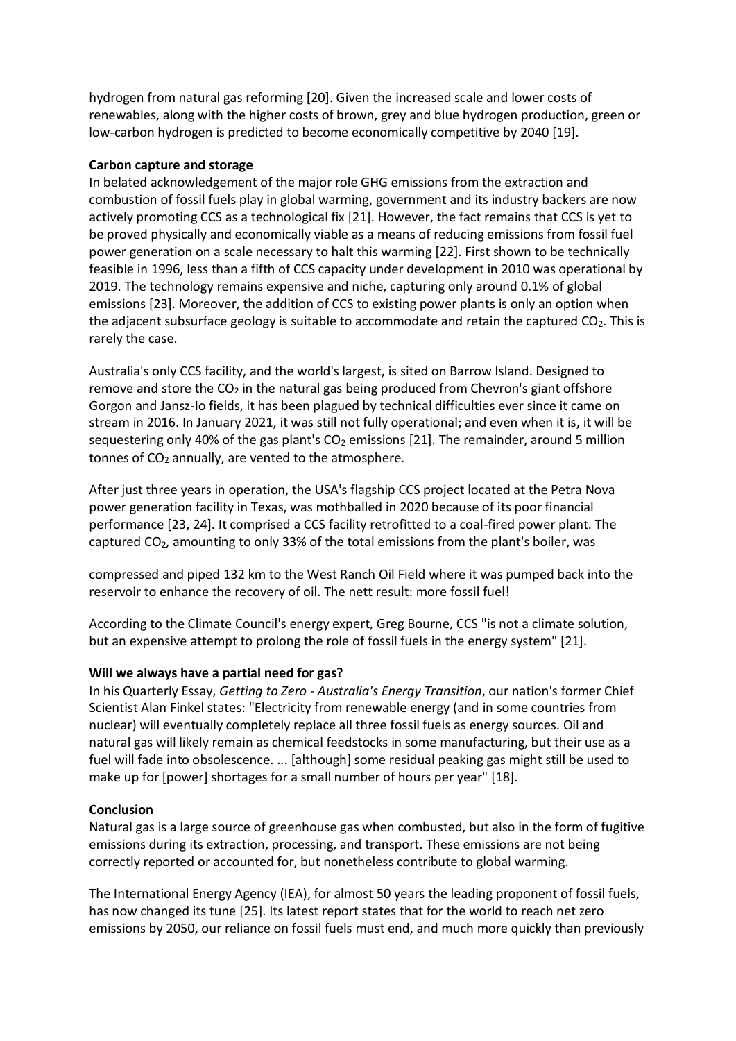hydrogen from natural gas reforming [20]. Given the increased scale and lower costs of renewables, along with the higher costs of brown, grey and blue hydrogen production, green or low-carbon hydrogen is predicted to become economically competitive by 2040 [19].

**Carbon capture and storage**

In belated acknowledgement of the major role GHG emissions from the extraction and combustion of fossil fuels play in global warming, government and its industry backers are now actively promoting CCS as a technological fix [21]. However, the fact remains that CCS is yet to be proved physically and economically viable as a means of reducing emissions from fossil fuel power generation on a scale necessary to halt this warming [22]. First shown to be technically feasible in 1996, less than a fifth of CCS capacity under development in 2010 was operational by 2019. The technology remains expensive and niche, capturing only around 0.1% of global emissions [23]. Moreover, the addition of CCS to existing power plants is only an option when the adjacent subsurface geology is suitable to accommodate and retain the captured $CO_2$. This is rarely the case.

Australia's only CCS facility, and the world's largest, is sited on Barrow Island. Designed to remove and store the $CO_2$ in the natural gas being produced from Chevron's giant offshore Gorgon and Jansz-Io fields, it has been plagued by technical difficulties ever since it came on stream in 2016. In January 2021, it was still not fully operational; and even when it is, it will be sequestering only 40% of the gas plant's $CO_2$ emissions [21]. The remainder, around 5 million tonnes of $CO_2$ annually, are vented to the atmosphere.

After just three years in operation, the USA's flagship CCS project located at the Petra Nova power generation facility in Texas, was mothballed in 2020 because of its poor financial performance [23, 24]. It comprised a CCS facility retrofitted to a coal-fired power plant. The captured $CO_2$, amounting to only 33% of the total emissions from the plant's boiler, was compressed and piped 132 km to the West Ranch Oil Field where it was pumped back into the reservoir to enhance the recovery of oil. The nett result: more fossil fuel!

According to the Climate Council's energy expert, Greg Bourne, CCS "is not a climate solution, but an expensive attempt to prolong the role of fossil fuels in the energy system" [21].

**Will we always have a partial need for gas?**

In his Quarterly Essay, *Getting to Zero - Australia's Energy Transition*, our nation's former Chief Scientist Alan Finkel states: "Electricity from renewable energy (and in some countries from nuclear) will eventually completely replace all three fossil fuels as energy sources. Oil and natural gas will likely remain as chemical feedstocks in some manufacturing, but their use as a fuel will fade into obsolescence. ... [although] some residual peaking gas might still be used to make up for [power] shortages for a small number of hours per year" [18].

**Conclusion**

Natural gas is a large source of greenhouse gas when combusted, but also in the form of fugitive emissions during its extraction, processing, and transport. These emissions are not being correctly reported or accounted for, but nonetheless contribute to global warming.

The International Energy Agency (IEA), for almost 50 years the leading proponent of fossil fuels, has now changed its tune [25]. Its latest report states that for the world to reach net zero emissions by 2050, our reliance on fossil fuels must end, and much more quickly than previously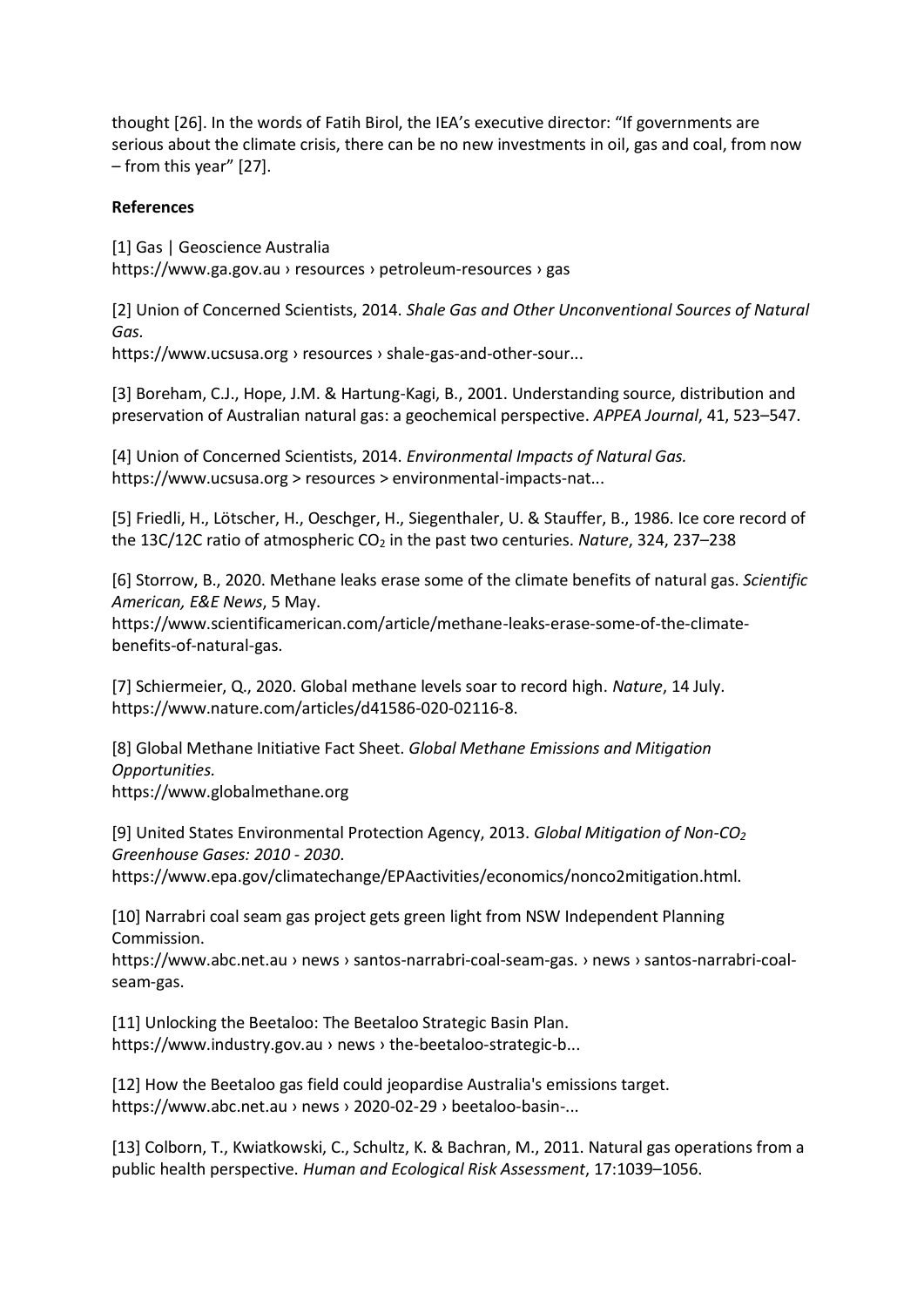thought [26]. In the words of Fatih Birol, the IEA's executive director: "If governments are serious about the climate crisis, there can be no new investments in oil, gas and coal, from now – from this year" [27].

**References**

[1] Gas | Geoscience Australia
https://www.ga.gov.au › resources › petroleum-resources › gas

[2] Union of Concerned Scientists, 2014. *Shale Gas and Other Unconventional Sources of Natural Gas.*
https://www.ucsusa.org › resources › shale-gas-and-other-sour...

[3] Boreham, C.J., Hope, J.M. & Hartung-Kagi, B., 2001. Understanding source, distribution and preservation of Australian natural gas: a geochemical perspective. *APPEA Journal*, 41, 523–547.

[4] Union of Concerned Scientists, 2014. *Environmental Impacts of Natural Gas.*
https://www.ucsusa.org > resources > environmental-impacts-nat...

[5] Friedli, H., Lötscher, H., Oeschger, H., Siegenthaler, U. & Stauffer, B., 1986. Ice core record of the 13C/12C ratio of atmospheric $CO_2$ in the past two centuries. *Nature*, 324, 237–238

[6] Storrow, B., 2020. Methane leaks erase some of the climate benefits of natural gas. *Scientific American, E&E News*, 5 May.
https://www.scientificamerican.com/article/methane-leaks-erase-some-of-the-climate-benefits-of-natural-gas.

[7] Schiermeier, Q., 2020. Global methane levels soar to record high. *Nature*, 14 July.
https://www.nature.com/articles/d41586-020-02116-8.

[8] Global Methane Initiative Fact Sheet. *Global Methane Emissions and Mitigation Opportunities.*
https://www.globalmethane.org

[9] United States Environmental Protection Agency, 2013. *Global Mitigation of Non-$CO_2$ Greenhouse Gases: 2010 - 2030*.
https://www.epa.gov/climatechange/EPAactivities/economics/nonco2mitigation.html.

[10] Narrabri coal seam gas project gets green light from NSW Independent Planning Commission.
https://www.abc.net.au › news › santos-narrabri-coal-seam-gas. › news › santos-narrabri-coal-seam-gas.

[11] Unlocking the Beetaloo: The Beetaloo Strategic Basin Plan.
https://www.industry.gov.au › news › the-beetaloo-strategic-b...

[12] How the Beetaloo gas field could jeopardise Australia's emissions target.
https://www.abc.net.au › news › 2020-02-29 › beetaloo-basin-...

[13] Colborn, T., Kwiatkowski, C., Schultz, K. & Bachran, M., 2011. Natural gas operations from a public health perspective. *Human and Ecological Risk Assessment*, 17:1039–1056.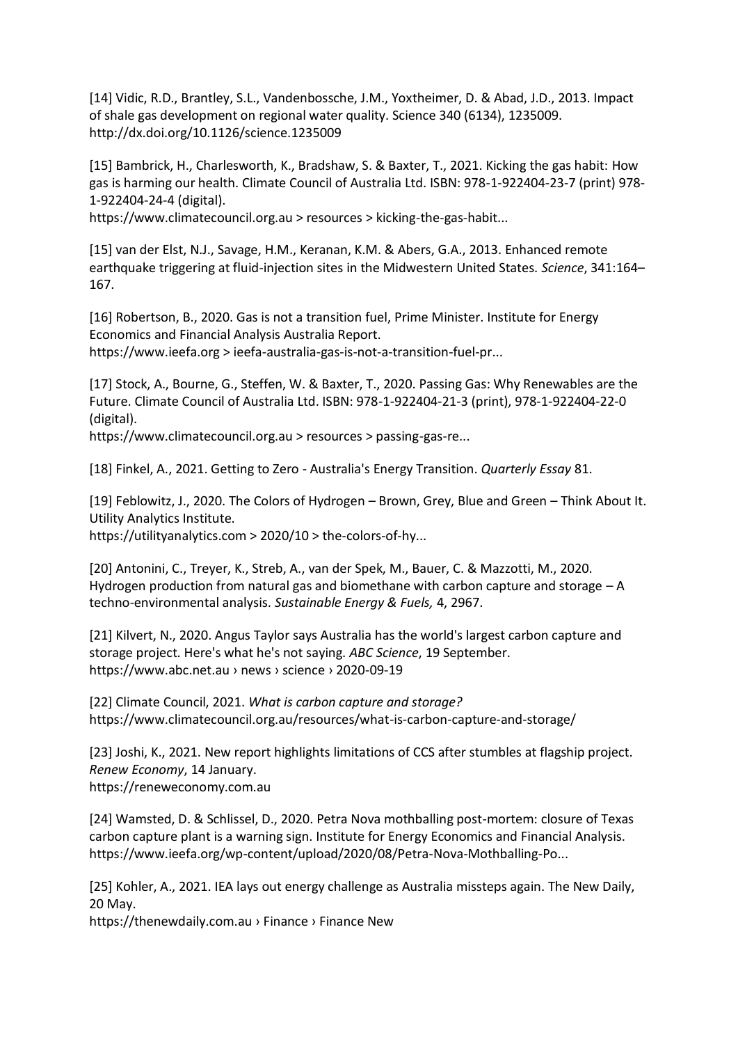[14] Vidic, R.D., Brantley, S.L., Vandenbossche, J.M., Yoxtheimer, D. & Abad, J.D., 2013. Impact of shale gas development on regional water quality. Science 340 (6134), 1235009. http://dx.doi.org/10.1126/science.1235009

[15] Bambrick, H., Charlesworth, K., Bradshaw, S. & Baxter, T., 2021. Kicking the gas habit: How gas is harming our health. Climate Council of Australia Ltd. ISBN: 978-1-922404-23-7 (print) 978-1-922404-24-4 (digital).
https://www.climatecouncil.org.au > resources > kicking-the-gas-habit...

[15] van der Elst, N.J., Savage, H.M., Keranan, K.M. & Abers, G.A., 2013. Enhanced remote earthquake triggering at fluid-injection sites in the Midwestern United States. *Science*, 341:164–167.

[16] Robertson, B., 2020. Gas is not a transition fuel, Prime Minister. Institute for Energy Economics and Financial Analysis Australia Report.
https://www.ieefa.org > ieefa-australia-gas-is-not-a-transition-fuel-pr...

[17] Stock, A., Bourne, G., Steffen, W. & Baxter, T., 2020. Passing Gas: Why Renewables are the Future. Climate Council of Australia Ltd. ISBN: 978-1-922404-21-3 (print), 978-1-922404-22-0 (digital).
https://www.climatecouncil.org.au > resources > passing-gas-re...

[18] Finkel, A., 2021. Getting to Zero - Australia's Energy Transition. *Quarterly Essay* 81.

[19] Feblowitz, J., 2020. The Colors of Hydrogen – Brown, Grey, Blue and Green – Think About It. Utility Analytics Institute.
https://utilityanalytics.com > 2020/10 > the-colors-of-hy...

[20] Antonini, C., Treyer, K., Streb, A., van der Spek, M., Bauer, C. & Mazzotti, M., 2020. Hydrogen production from natural gas and biomethane with carbon capture and storage – A techno-environmental analysis. *Sustainable Energy & Fuels,* 4, 2967.

[21] Kilvert, N., 2020. Angus Taylor says Australia has the world's largest carbon capture and storage project. Here's what he's not saying. *ABC Science*, 19 September.
https://www.abc.net.au › news › science › 2020-09-19

[22] Climate Council, 2021. *What is carbon capture and storage?*
https://www.climatecouncil.org.au/resources/what-is-carbon-capture-and-storage/

[23] Joshi, K., 2021. New report highlights limitations of CCS after stumbles at flagship project. *Renew Economy*, 14 January.
https://reneweconomy.com.au

[24] Wamsted, D. & Schlissel, D., 2020. Petra Nova mothballing post-mortem: closure of Texas carbon capture plant is a warning sign. Institute for Energy Economics and Financial Analysis.
https://www.ieefa.org/wp-content/upload/2020/08/Petra-Nova-Mothballing-Po...

[25] Kohler, A., 2021. IEA lays out energy challenge as Australia missteps again. The New Daily, 20 May.
https://thenewdaily.com.au › Finance › Finance New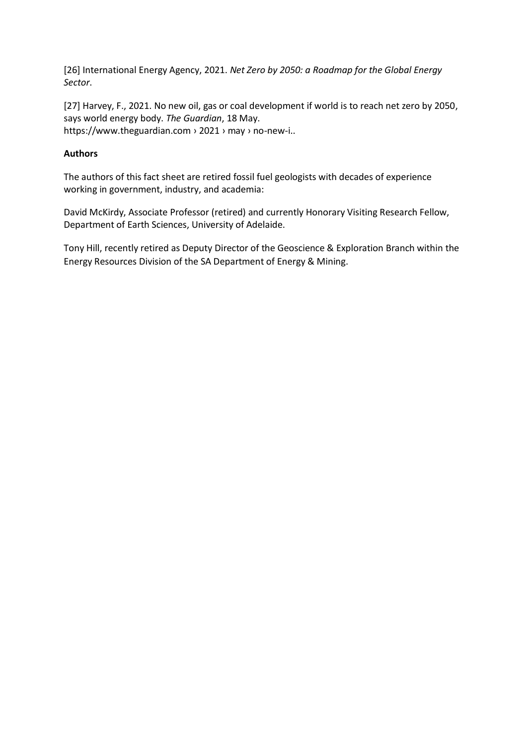[26] International Energy Agency, 2021. *Net Zero by 2050: a Roadmap for the Global Energy Sector*.

[27] Harvey, F., 2021. No new oil, gas or coal development if world is to reach net zero by 2050, says world energy body. *The Guardian*, 18 May. https://www.theguardian.com › 2021 › may › no-new-i..

**Authors**

The authors of this fact sheet are retired fossil fuel geologists with decades of experience working in government, industry, and academia:

David McKirdy, Associate Professor (retired) and currently Honorary Visiting Research Fellow, Department of Earth Sciences, University of Adelaide.

Tony Hill, recently retired as Deputy Director of the Geoscience & Exploration Branch within the Energy Resources Division of the SA Department of Energy & Mining.